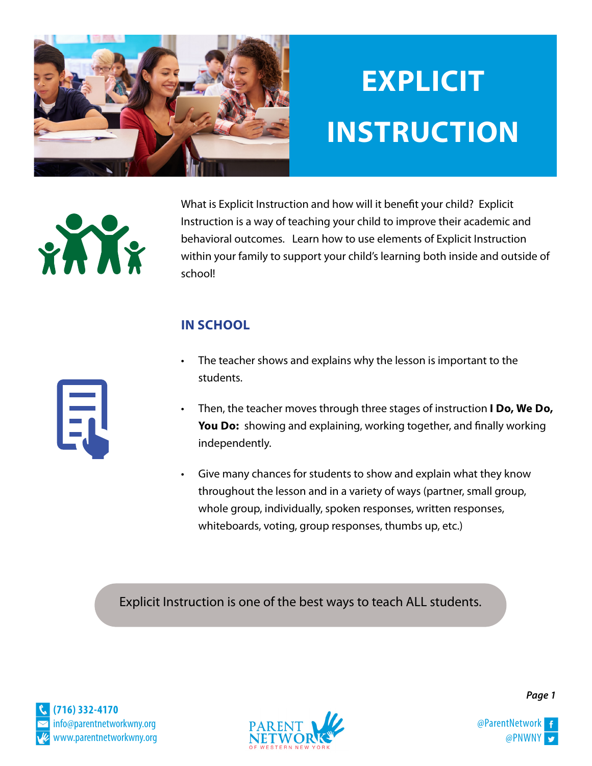# EXPLICIT INSTRUCTION

What is Explicit Instruction and how will it benefit your child? Explicit Instruction is a way of teaching your child to improve their academic and behavioral outcomes. Learn how to use elements of Explicit Instruction within your family to support your child's learning both inside and outside of school!

## IN SCHOOL

- The teacher shows and explains why the lesson is important to the students.
- Then, the teacher moves through three stages of instruction **I Do, We Do, You Do:** showing and explaining, working together, and finally working independently.
- Give many chances for students to show and explain what they know throughout the lesson and in a variety of ways (partner, small group, whole group, individually, spoken responses, written responses, whiteboards, voting, group responses, thumbs up, etc.)

Explicit Instruction is one of the best ways to teach ALL students.

(716) 332-4170
info@parentnetworkwny.org
www.parentnetworkwny.org

PARENT NETWORK OF WESTERN NEW YORK

@ParentNetwork
@PNWNY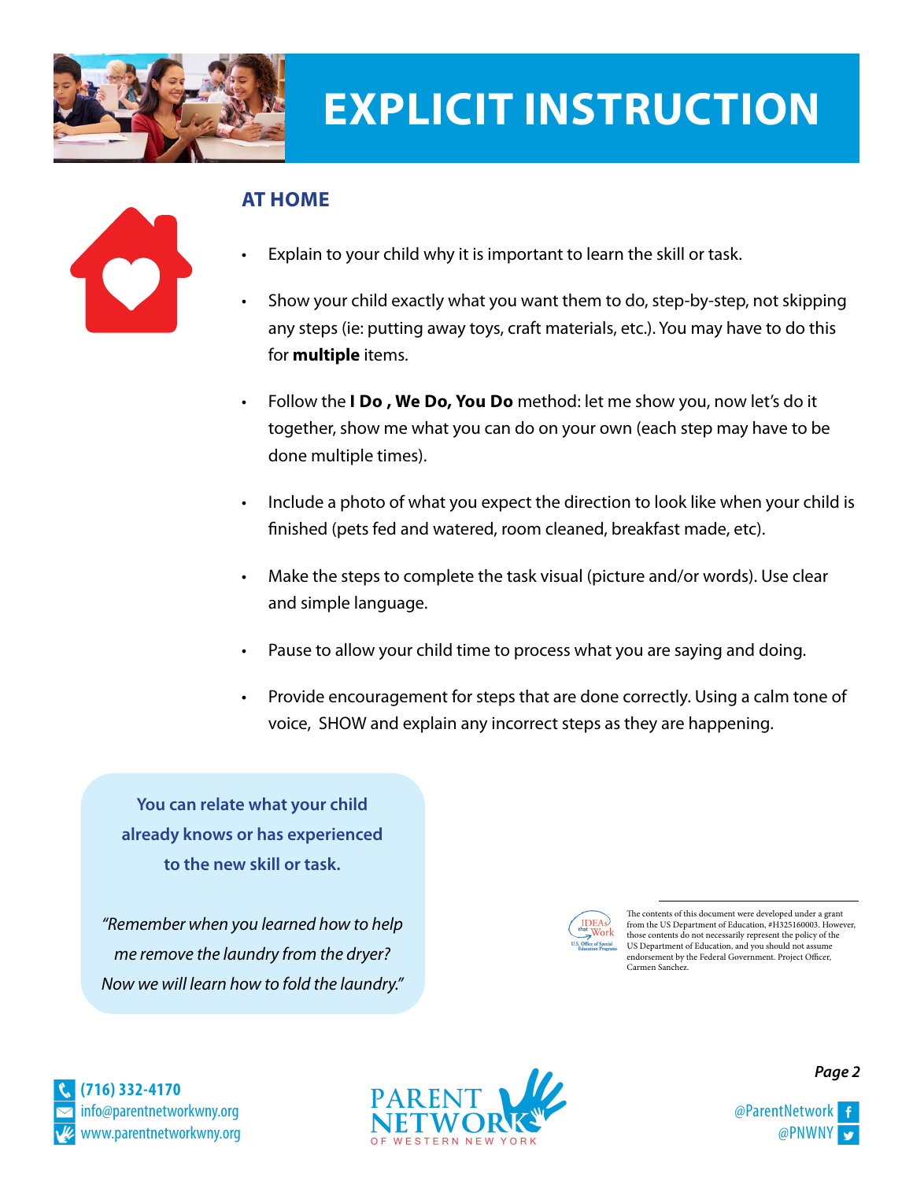# EXPLICIT INSTRUCTION

## AT HOME

- Explain to your child why it is important to learn the skill or task.
- Show your child exactly what you want them to do, step-by-step, not skipping any steps (ie: putting away toys, craft materials, etc.). You may have to do this for **multiple** items.
- Follow the **I Do , We Do, You Do** method: let me show you, now let's do it together, show me what you can do on your own (each step may have to be done multiple times).
- Include a photo of what you expect the direction to look like when your child is finished (pets fed and watered, room cleaned, breakfast made, etc).
- Make the steps to complete the task visual (picture and/or words). Use clear and simple language.
- Pause to allow your child time to process what you are saying and doing.
- Provide encouragement for steps that are done correctly. Using a calm tone of voice, SHOW and explain any incorrect steps as they are happening.

**You can relate what your child already knows or has experienced to the new skill or task.**

*"Remember when you learned how to help me remove the laundry from the dryer? Now we will learn how to fold the laundry."*

The contents of this document were developed under a grant from the US Department of Education, #H325160003. However, those contents do not necessarily represent the policy of the US Department of Education, and you should not assume endorsement by the Federal Government. Project Officer, Carmen Sanchez.

(716) 332-4170
info@parentnetworkwny.org
www.parentnetworkwny.org

PARENT NETWORK OF WESTERN NEW YORK

@ParentNetwork
@PNWNY